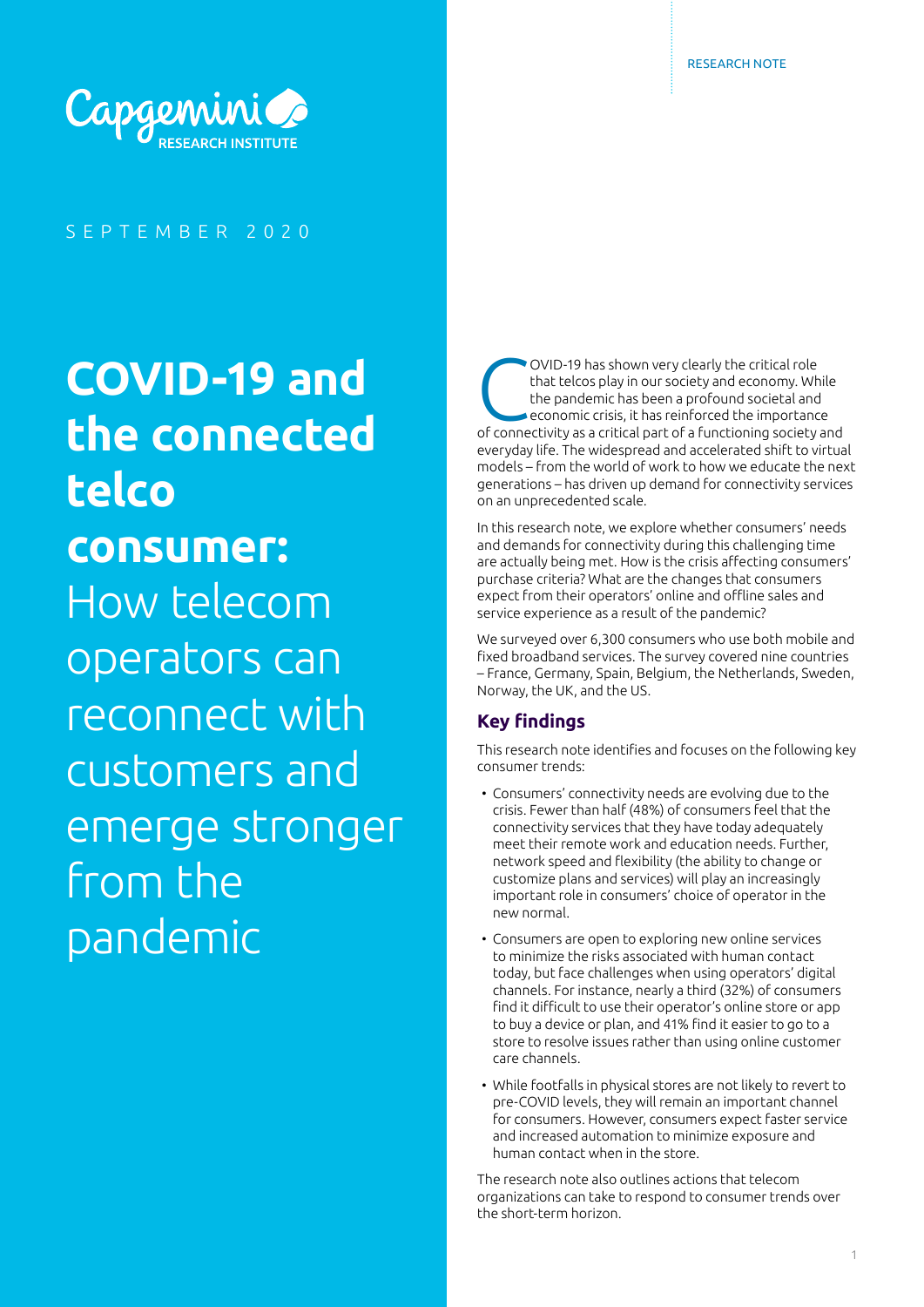RESEARCH NOTE

Capgemini RESEARCH INSTITUTE

SEPTEMBER 2020

# **COVID-19 and the connected telco consumer:** How telecom operators can reconnect with customers and emerge stronger from the pandemic

COVID-19 has shown very clearly the critical role that telcos play in our society and economy. While the pandemic has been a profound societal and economic crisis, it has reinforced the importance of connectivity as a critical part of a functioning society and everyday life. The widespread and accelerated shift to virtual models – from the world of work to how we educate the next generations – has driven up demand for connectivity services on an unprecedented scale.

In this research note, we explore whether consumers' needs and demands for connectivity during this challenging time are actually being met. How is the crisis affecting consumers' purchase criteria? What are the changes that consumers expect from their operators' online and offline sales and service experience as a result of the pandemic?

We surveyed over 6,300 consumers who use both mobile and fixed broadband services. The survey covered nine countries – France, Germany, Spain, Belgium, the Netherlands, Sweden, Norway, the UK, and the US.

## Key findings

This research note identifies and focuses on the following key consumer trends:

- Consumers' connectivity needs are evolving due to the crisis. Fewer than half (48%) of consumers feel that the connectivity services that they have today adequately meet their remote work and education needs. Further, network speed and flexibility (the ability to change or customize plans and services) will play an increasingly important role in consumers' choice of operator in the new normal.
- Consumers are open to exploring new online services to minimize the risks associated with human contact today, but face challenges when using operators' digital channels. For instance, nearly a third (32%) of consumers find it difficult to use their operator's online store or app to buy a device or plan, and 41% find it easier to go to a store to resolve issues rather than using online customer care channels.
- While footfalls in physical stores are not likely to revert to pre-COVID levels, they will remain an important channel for consumers. However, consumers expect faster service and increased automation to minimize exposure and human contact when in the store.

The research note also outlines actions that telecom organizations can take to respond to consumer trends over the short-term horizon.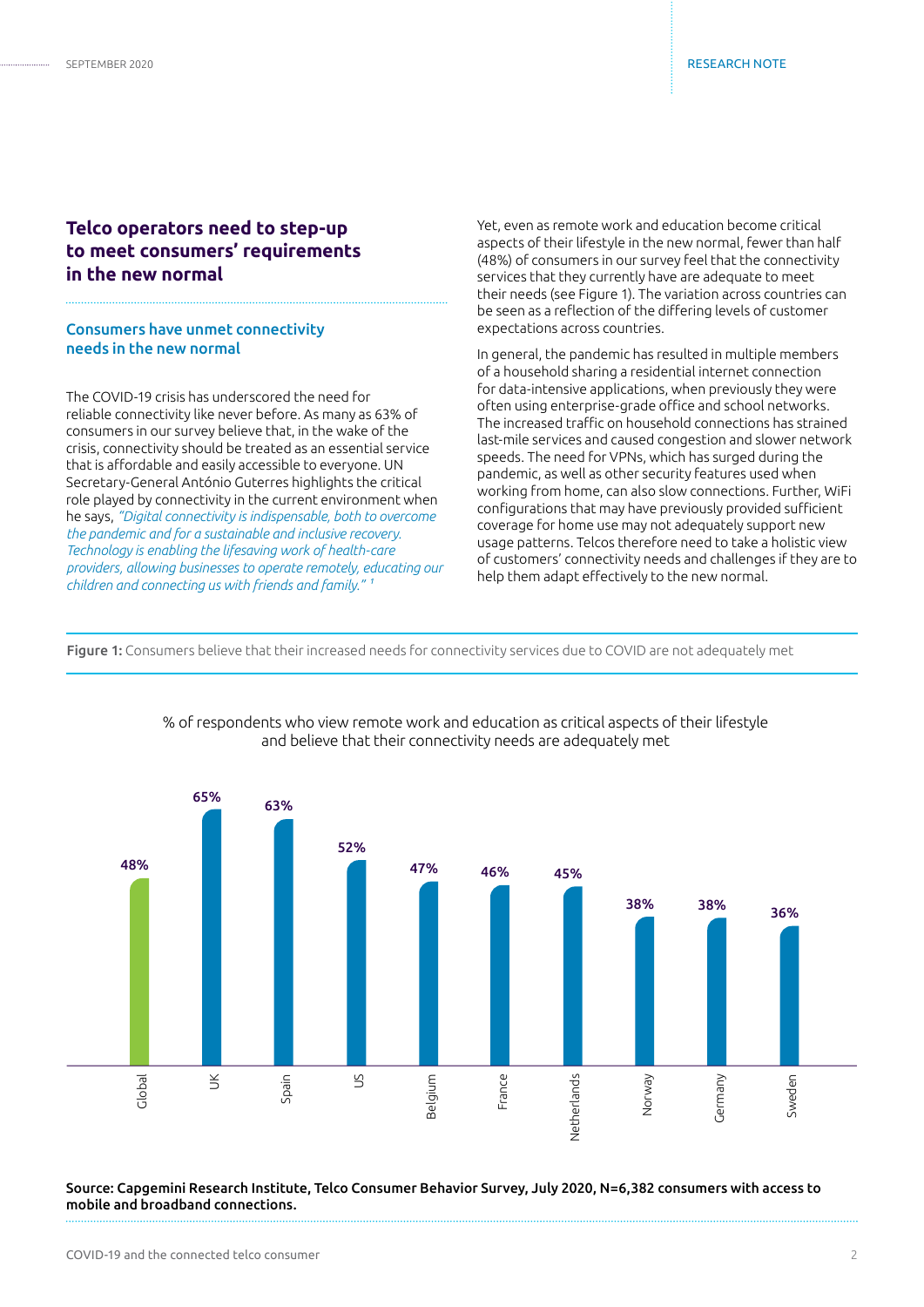## Telco operators need to step-up to meet consumers' requirements in the new normal

### Consumers have unmet connectivity needs in the new normal

The COVID-19 crisis has underscored the need for reliable connectivity like never before. As many as 63% of consumers in our survey believe that, in the wake of the crisis, connectivity should be treated as an essential service that is affordable and easily accessible to everyone. UN Secretary-General António Guterres highlights the critical role played by connectivity in the current environment when he says, *"Digital connectivity is indispensable, both to overcome the pandemic and for a sustainable and inclusive recovery. Technology is enabling the lifesaving work of health-care providers, allowing businesses to operate remotely, educating our children and connecting us with friends and family."* [1]

Yet, even as remote work and education become critical aspects of their lifestyle in the new normal, fewer than half (48%) of consumers in our survey feel that the connectivity services that they currently have are adequate to meet their needs (see Figure 1). The variation across countries can be seen as a reflection of the differing levels of customer expectations across countries.

In general, the pandemic has resulted in multiple members of a household sharing a residential internet connection for data-intensive applications, when previously they were often using enterprise-grade office and school networks. The increased traffic on household connections has strained last-mile services and caused congestion and slower network speeds. The need for VPNs, which has surged during the pandemic, as well as other security features used when working from home, can also slow connections. Further, WiFi configurations that may have previously provided sufficient coverage for home use may not adequately support new usage patterns. Telcos therefore need to take a holistic view of customers' connectivity needs and challenges if they are to help them adapt effectively to the new normal.

**Figure 1:** Consumers believe that their increased needs for connectivity services due to COVID are not adequately met

% of respondents who view remote work and education as critical aspects of their lifestyle and believe that their connectivity needs are adequately met

| Country | % |
|---|---|
| Global | 48% |
| UK | 65% |
| Spain | 63% |
| US | 52% |
| Belgium | 47% |
| France | 46% |
| Netherlands | 45% |
| Norway | 38% |
| Germany | 38% |
| Sweden | 36% |

**Source: Capgemini Research Institute, Telco Consumer Behavior Survey, July 2020, N=6,382 consumers with access to mobile and broadband connections.**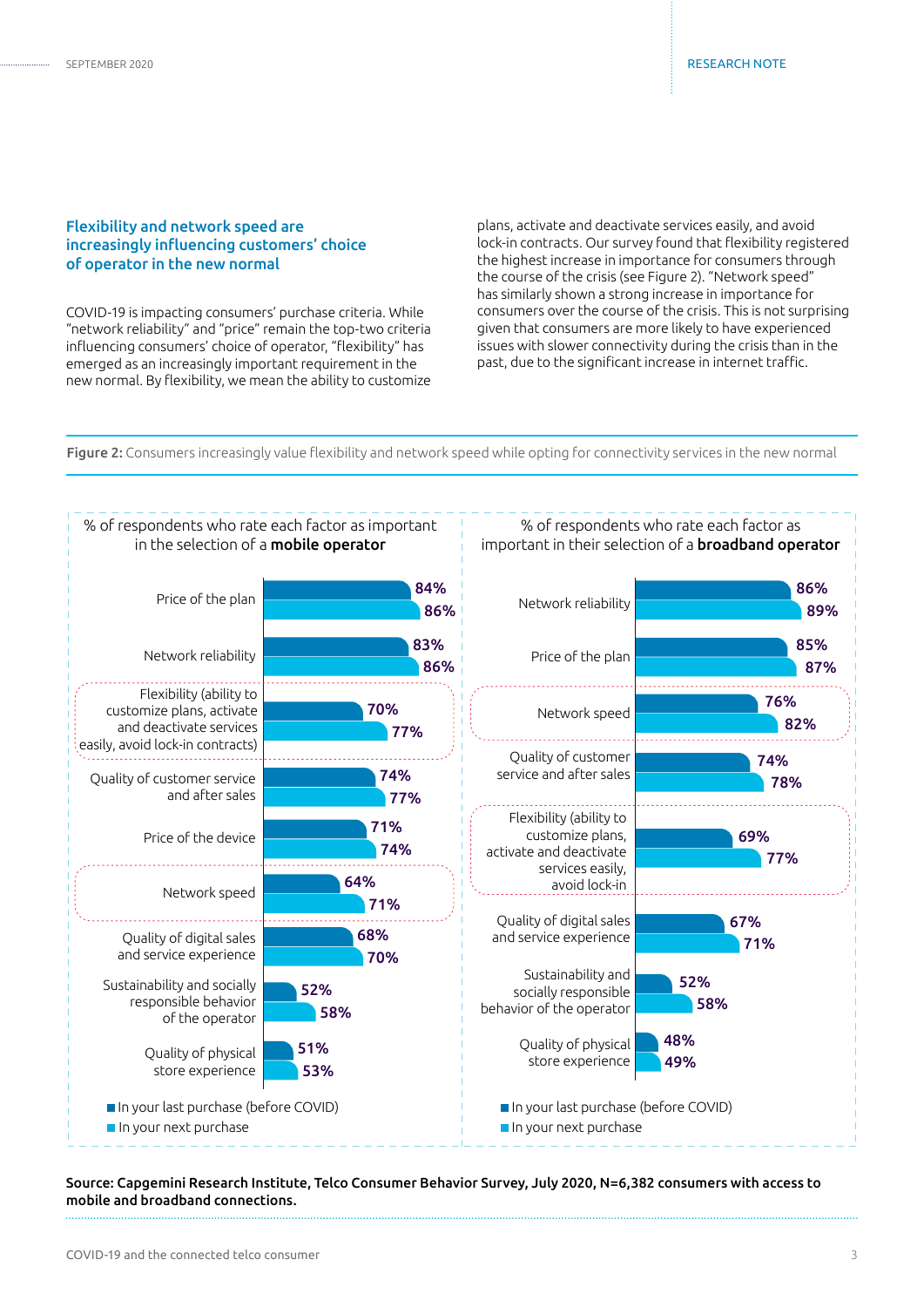## Flexibility and network speed are increasingly influencing customers' choice of operator in the new normal

COVID-19 is impacting consumers' purchase criteria. While "network reliability" and "price" remain the top-two criteria influencing consumers' choice of operator, "flexibility" has emerged as an increasingly important requirement in the new normal. By flexibility, we mean the ability to customize plans, activate and deactivate services easily, and avoid lock-in contracts. Our survey found that flexibility registered the highest increase in importance for consumers through the course of the crisis (see Figure 2). "Network speed" has similarly shown a strong increase in importance for consumers over the course of the crisis. This is not surprising given that consumers are more likely to have experienced issues with slower connectivity during the crisis than in the past, due to the significant increase in internet traffic.

**Figure 2:** Consumers increasingly value flexibility and network speed while opting for connectivity services in the new normal

% of respondents who rate each factor as important in the selection of a **mobile operator**

| Factor | In your last purchase (before COVID) | In your next purchase |
|---|---|---|
| Price of the plan | 84% | 86% |
| Network reliability | 83% | 86% |
| Flexibility (ability to customize plans, activate and deactivate services easily, avoid lock-in contracts) | 70% | 77% |
| Quality of customer service and after sales | 74% | 77% |
| Price of the device | 71% | 74% |
| Network speed | 64% | 71% |
| Quality of digital sales and service experience | 68% | 70% |
| Sustainability and socially responsible behavior of the operator | 52% | 58% |
| Quality of physical store experience | 51% | 53% |

% of respondents who rate each factor as important in their selection of a **broadband operator**

| Factor | In your last purchase (before COVID) | In your next purchase |
|---|---|---|
| Network reliability | 86% | 89% |
| Price of the plan | 85% | 87% |
| Network speed | 76% | 82% |
| Quality of customer service and after sales | 74% | 78% |
| Flexibility (ability to customize plans, activate and deactivate services easily, avoid lock-in | 69% | 77% |
| Quality of digital sales and service experience | 67% | 71% |
| Sustainability and socially responsible behavior of the operator | 52% | 58% |
| Quality of physical store experience | 48% | 49% |

**Source: Capgemini Research Institute, Telco Consumer Behavior Survey, July 2020, N=6,382 consumers with access to mobile and broadband connections.**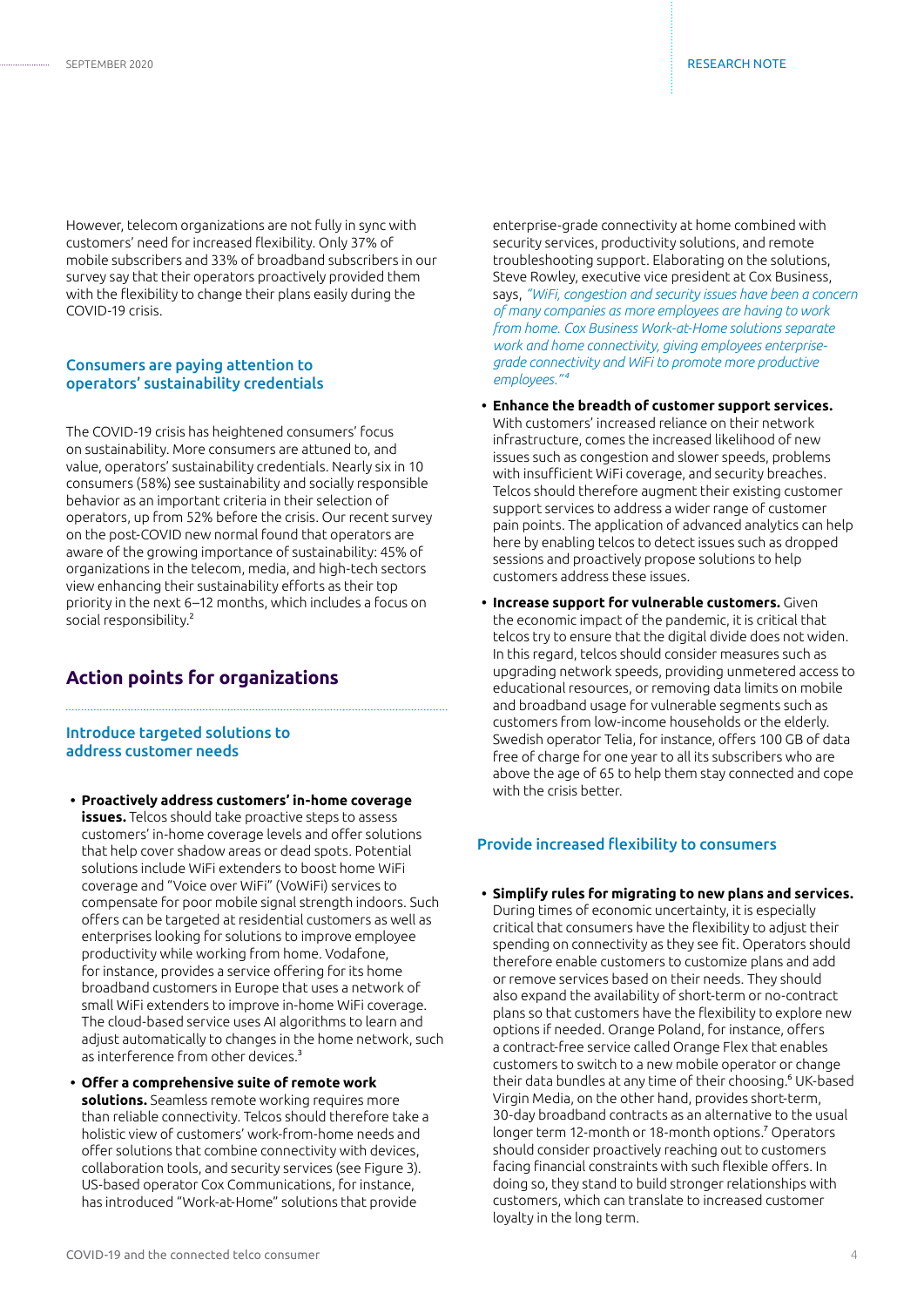However, telecom organizations are not fully in sync with customers' need for increased flexibility. Only 37% of mobile subscribers and 33% of broadband subscribers in our survey say that their operators proactively provided them with the flexibility to change their plans easily during the COVID-19 crisis.

### Consumers are paying attention to operators' sustainability credentials

The COVID-19 crisis has heightened consumers' focus on sustainability. More consumers are attuned to, and value, operators' sustainability credentials. Nearly six in 10 consumers (58%) see sustainability and socially responsible behavior as an important criteria in their selection of operators, up from 52% before the crisis. Our recent survey on the post-COVID new normal found that operators are aware of the growing importance of sustainability: 45% of organizations in the telecom, media, and high-tech sectors view enhancing their sustainability efforts as their top priority in the next 6–12 months, which includes a focus on social responsibility.[2]

## Action points for organizations

### Introduce targeted solutions to address customer needs

- **Proactively address customers' in-home coverage issues.** Telcos should take proactive steps to assess customers' in-home coverage levels and offer solutions that help cover shadow areas or dead spots. Potential solutions include WiFi extenders to boost home WiFi coverage and "Voice over WiFi" (VoWiFi) services to compensate for poor mobile signal strength indoors. Such offers can be targeted at residential customers as well as enterprises looking for solutions to improve employee productivity while working from home. Vodafone, for instance, provides a service offering for its home broadband customers in Europe that uses a network of small WiFi extenders to improve in-home WiFi coverage. The cloud-based service uses AI algorithms to learn and adjust automatically to changes in the home network, such as interference from other devices.[3]

- **Offer a comprehensive suite of remote work solutions.** Seamless remote working requires more than reliable connectivity. Telcos should therefore take a holistic view of customers' work-from-home needs and offer solutions that combine connectivity with devices, collaboration tools, and security services (see Figure 3). US-based operator Cox Communications, for instance, has introduced "Work-at-Home" solutions that provide enterprise-grade connectivity at home combined with security services, productivity solutions, and remote troubleshooting support. Elaborating on the solutions, Steve Rowley, executive vice president at Cox Business, says, *"WiFi, congestion and security issues have been a concern of many companies as more employees are having to work from home. Cox Business Work-at-Home solutions separate work and home connectivity, giving employees enterprise-grade connectivity and WiFi to promote more productive employees."*[4]

- **Enhance the breadth of customer support services.** With customers' increased reliance on their network infrastructure, comes the increased likelihood of new issues such as congestion and slower speeds, problems with insufficient WiFi coverage, and security breaches. Telcos should therefore augment their existing customer support services to address a wider range of customer pain points. The application of advanced analytics can help here by enabling telcos to detect issues such as dropped sessions and proactively propose solutions to help customers address these issues.

- **Increase support for vulnerable customers.** Given the economic impact of the pandemic, it is critical that telcos try to ensure that the digital divide does not widen. In this regard, telcos should consider measures such as upgrading network speeds, providing unmetered access to educational resources, or removing data limits on mobile and broadband usage for vulnerable segments such as customers from low-income households or the elderly. Swedish operator Telia, for instance, offers 100 GB of data free of charge for one year to all its subscribers who are above the age of 65 to help them stay connected and cope with the crisis better.

### Provide increased flexibility to consumers

- **Simplify rules for migrating to new plans and services.** During times of economic uncertainty, it is especially critical that consumers have the flexibility to adjust their spending on connectivity as they see fit. Operators should therefore enable customers to customize plans and add or remove services based on their needs. They should also expand the availability of short-term or no-contract plans so that customers have the flexibility to explore new options if needed. Orange Poland, for instance, offers a contract-free service called Orange Flex that enables customers to switch to a new mobile operator or change their data bundles at any time of their choosing.[6] UK-based Virgin Media, on the other hand, provides short-term, 30-day broadband contracts as an alternative to the usual longer term 12-month or 18-month options.[7] Operators should consider proactively reaching out to customers facing financial constraints with such flexible offers. In doing so, they stand to build stronger relationships with customers, which can translate to increased customer loyalty in the long term.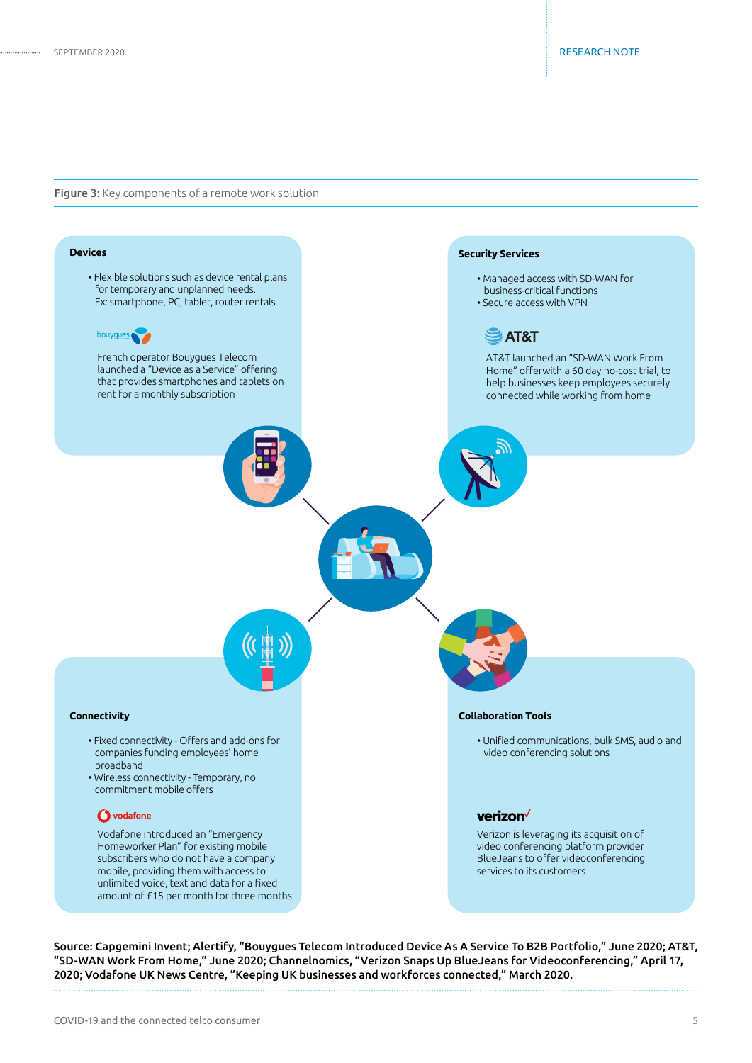**Figure 3:** Key components of a remote work solution

### Devices

- Flexible solutions such as device rental plans for temporary and unplanned needs. Ex: smartphone, PC, tablet, router rentals

bouygues

French operator Bouygues Telecom launched a "Device as a Service" offering that provides smartphones and tablets on rent for a monthly subscription

### Security Services

- Managed access with SD-WAN for business-critical functions
- Secure access with VPN

AT&T

AT&T launched an "SD-WAN Work From Home" offerwith a 60 day no-cost trial, to help businesses keep employees securely connected while working from home

### Connectivity

- Fixed connectivity - Offers and add-ons for companies funding employees' home broadband
- Wireless connectivity - Temporary, no commitment mobile offers

vodafone

Vodafone introduced an "Emergency Homeworker Plan" for existing mobile subscribers who do not have a company mobile, providing them with access to unlimited voice, text and data for a fixed amount of £15 per month for three months

### Collaboration Tools

- Unified communications, bulk SMS, audio and video conferencing solutions

verizon

Verizon is leveraging its acquisition of video conferencing platform provider BlueJeans to offer videoconferencing services to its customers

**Source: Capgemini Invent; Alertify, "Bouygues Telecom Introduced Device As A Service To B2B Portfolio," June 2020; AT&T, "SD-WAN Work From Home," June 2020; Channelnomics, "Verizon Snaps Up BlueJeans for Videoconferencing," April 17, 2020; Vodafone UK News Centre, "Keeping UK businesses and workforces connected," March 2020.**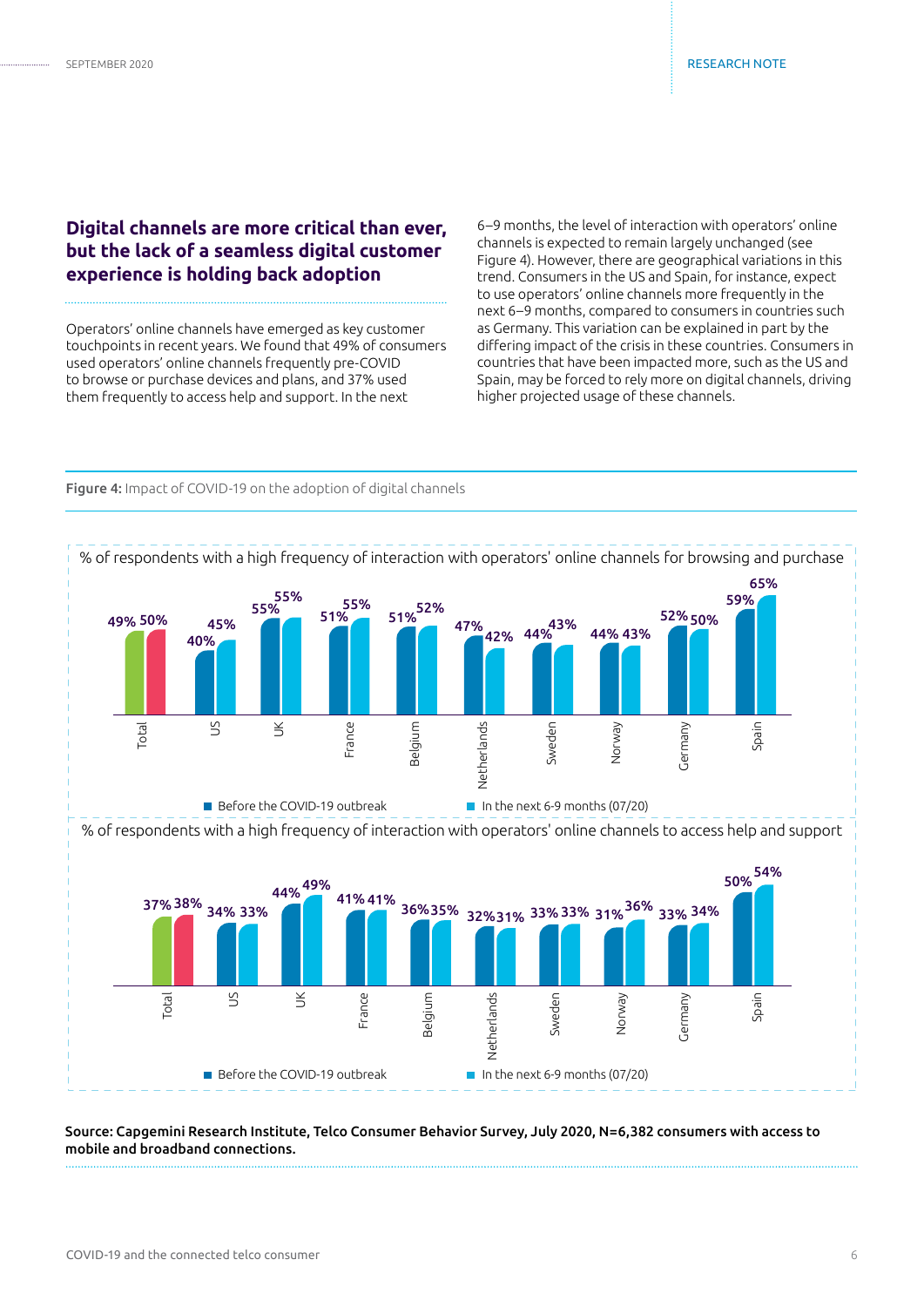## Digital channels are more critical than ever, but the lack of a seamless digital customer experience is holding back adoption

Operators' online channels have emerged as key customer touchpoints in recent years. We found that 49% of consumers used operators' online channels frequently pre-COVID to browse or purchase devices and plans, and 37% used them frequently to access help and support. In the next 6–9 months, the level of interaction with operators' online channels is expected to remain largely unchanged (see Figure 4). However, there are geographical variations in this trend. Consumers in the US and Spain, for instance, expect to use operators' online channels more frequently in the next 6–9 months, compared to consumers in countries such as Germany. This variation can be explained in part by the differing impact of the crisis in these countries. Consumers in countries that have been impacted more, such as the US and Spain, may be forced to rely more on digital channels, driving higher projected usage of these channels.

**Figure 4:** Impact of COVID-19 on the adoption of digital channels

% of respondents with a high frequency of interaction with operators' online channels for browsing and purchase

| | Before the COVID-19 outbreak | In the next 6-9 months (07/20) |
|---|---|---|
| Total | 49% | 50% |
| US | 40% | 45% |
| UK | 55% | 55% |
| France | 51% | 55% |
| Belgium | 51% | 52% |
| Netherlands | 47% | 42% |
| Sweden | 44% | 43% |
| Norway | 44% | 43% |
| Germany | 52% | 50% |
| Spain | 59% | 65% |

% of respondents with a high frequency of interaction with operators' online channels to access help and support

| | Before the COVID-19 outbreak | In the next 6-9 months (07/20) |
|---|---|---|
| Total | 37% | 38% |
| US | 34% | 33% |
| UK | 44% | 49% |
| France | 41% | 41% |
| Belgium | 36% | 35% |
| Netherlands | 32% | 31% |
| Sweden | 33% | 33% |
| Norway | 31% | 36% |
| Germany | 33% | 34% |
| Spain | 50% | 54% |

**Source: Capgemini Research Institute, Telco Consumer Behavior Survey, July 2020, N=6,382 consumers with access to mobile and broadband connections.**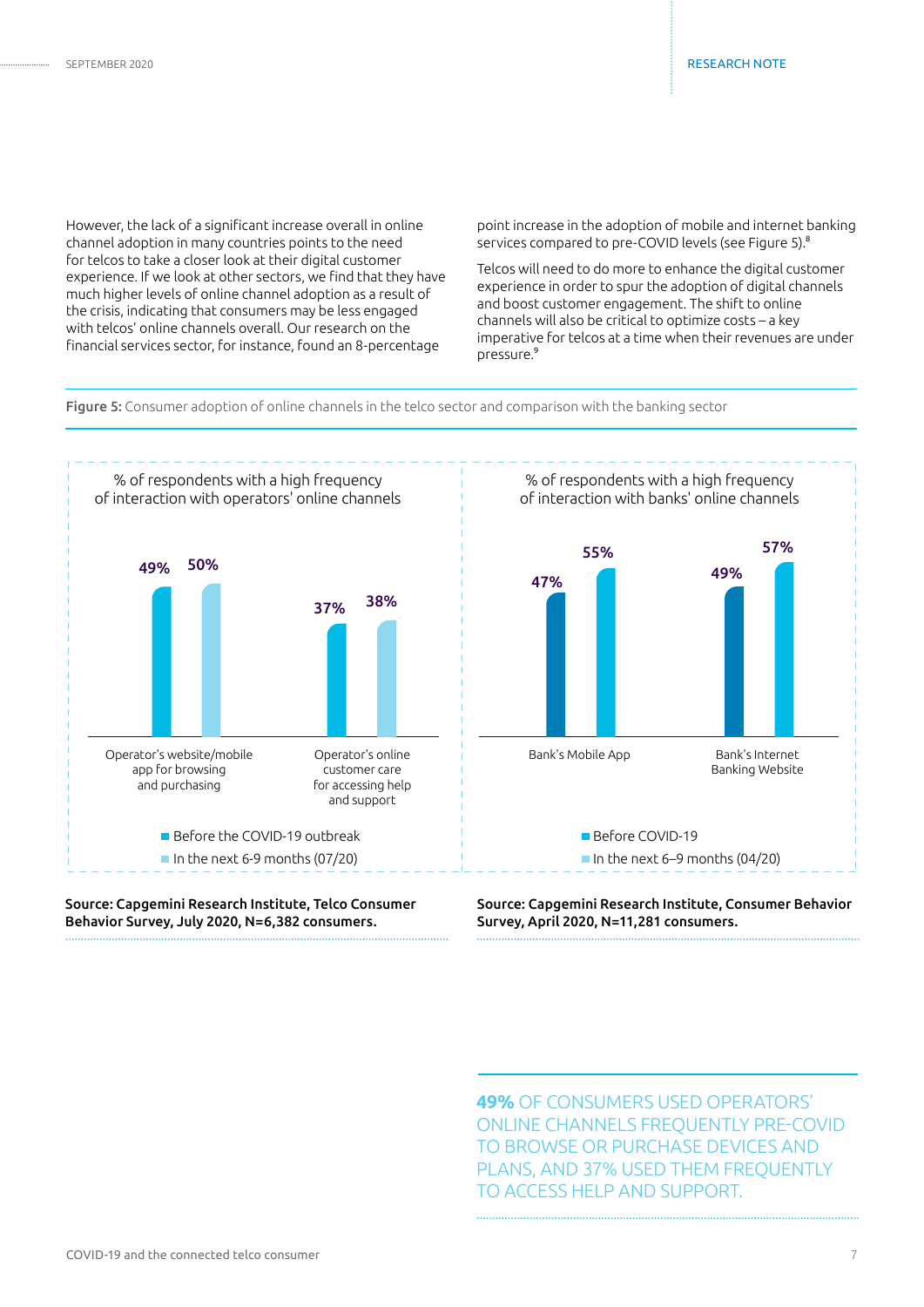However, the lack of a significant increase overall in online channel adoption in many countries points to the need for telcos to take a closer look at their digital customer experience. If we look at other sectors, we find that they have much higher levels of online channel adoption as a result of the crisis, indicating that consumers may be less engaged with telcos' online channels overall. Our research on the financial services sector, for instance, found an 8-percentage point increase in the adoption of mobile and internet banking services compared to pre-COVID levels (see Figure 5).[8]

Telcos will need to do more to enhance the digital customer experience in order to spur the adoption of digital channels and boost customer engagement. The shift to online channels will also be critical to optimize costs – a key imperative for telcos at a time when their revenues are under pressure.[9]

**Figure 5:** Consumer adoption of online channels in the telco sector and comparison with the banking sector

% of respondents with a high frequency of interaction with operators' online channels

| | Before the COVID-19 outbreak | In the next 6-9 months (07/20) |
|---|---|---|
| Operator's website/mobile app for browsing and purchasing | 49% | 50% |
| Operator's online customer care for accessing help and support | 37% | 38% |

**Source: Capgemini Research Institute, Telco Consumer Behavior Survey, July 2020, N=6,382 consumers.**

% of respondents with a high frequency of interaction with banks' online channels

| | Before COVID-19 | In the next 6–9 months (04/20) |
|---|---|---|
| Bank's Mobile App | 47% | 55% |
| Bank's Internet Banking Website | 49% | 57% |

**Source: Capgemini Research Institute, Consumer Behavior Survey, April 2020, N=11,281 consumers.**

**49%** OF CONSUMERS USED OPERATORS' ONLINE CHANNELS FREQUENTLY PRE-COVID TO BROWSE OR PURCHASE DEVICES AND PLANS, AND 37% USED THEM FREQUENTLY TO ACCESS HELP AND SUPPORT.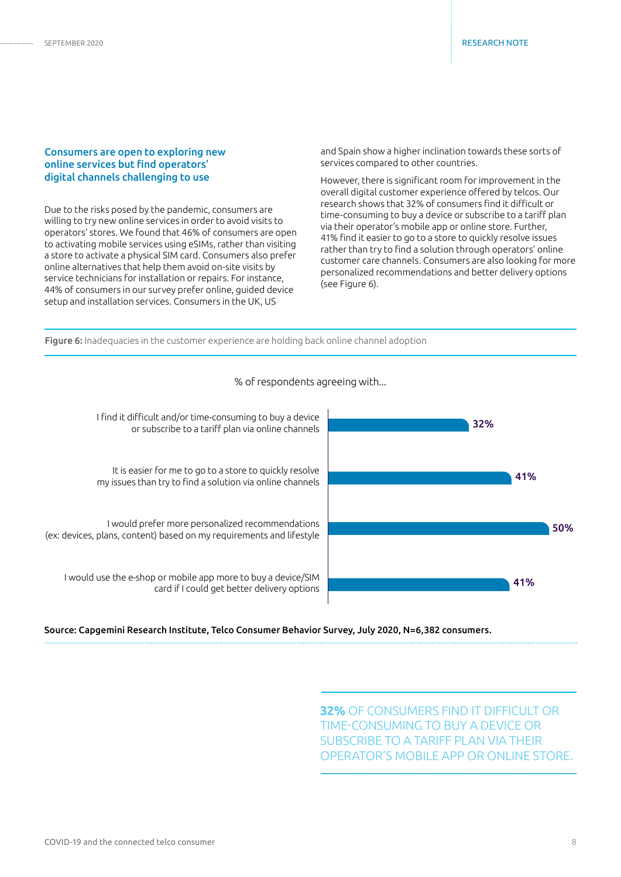## Consumers are open to exploring new online services but find operators' digital channels challenging to use

Due to the risks posed by the pandemic, consumers are willing to try new online services in order to avoid visits to operators' stores. We found that 46% of consumers are open to activating mobile services using eSIMs, rather than visiting a store to activate a physical SIM card. Consumers also prefer online alternatives that help them avoid on-site visits by service technicians for installation or repairs. For instance, 44% of consumers in our survey prefer online, guided device setup and installation services. Consumers in the UK, US and Spain show a higher inclination towards these sorts of services compared to other countries.

However, there is significant room for improvement in the overall digital customer experience offered by telcos. Our research shows that 32% of consumers find it difficult or time-consuming to buy a device or subscribe to a tariff plan via their operator's mobile app or online store. Further, 41% find it easier to go to a store to quickly resolve issues rather than try to find a solution through operators' online customer care channels. Consumers are also looking for more personalized recommendations and better delivery options (see Figure 6).

**Figure 6:** Inadequacies in the customer experience are holding back online channel adoption

% of respondents agreeing with...

| Statement | % |
| --- | --- |
| I find it difficult and/or time-consuming to buy a device or subscribe to a tariff plan via online channels | 32% |
| It is easier for me to go to a store to quickly resolve my issues than try to find a solution via online channels | 41% |
| I would prefer more personalized recommendations (ex: devices, plans, content) based on my requirements and lifestyle | 50% |
| I would use the e-shop or mobile app more to buy a device/SIM card if I could get better delivery options | 41% |

**Source: Capgemini Research Institute, Telco Consumer Behavior Survey, July 2020, N=6,382 consumers.**

**32%** OF CONSUMERS FIND IT DIFFICULT OR TIME-CONSUMING TO BUY A DEVICE OR SUBSCRIBE TO A TARIFF PLAN VIA THEIR OPERATOR'S MOBILE APP OR ONLINE STORE.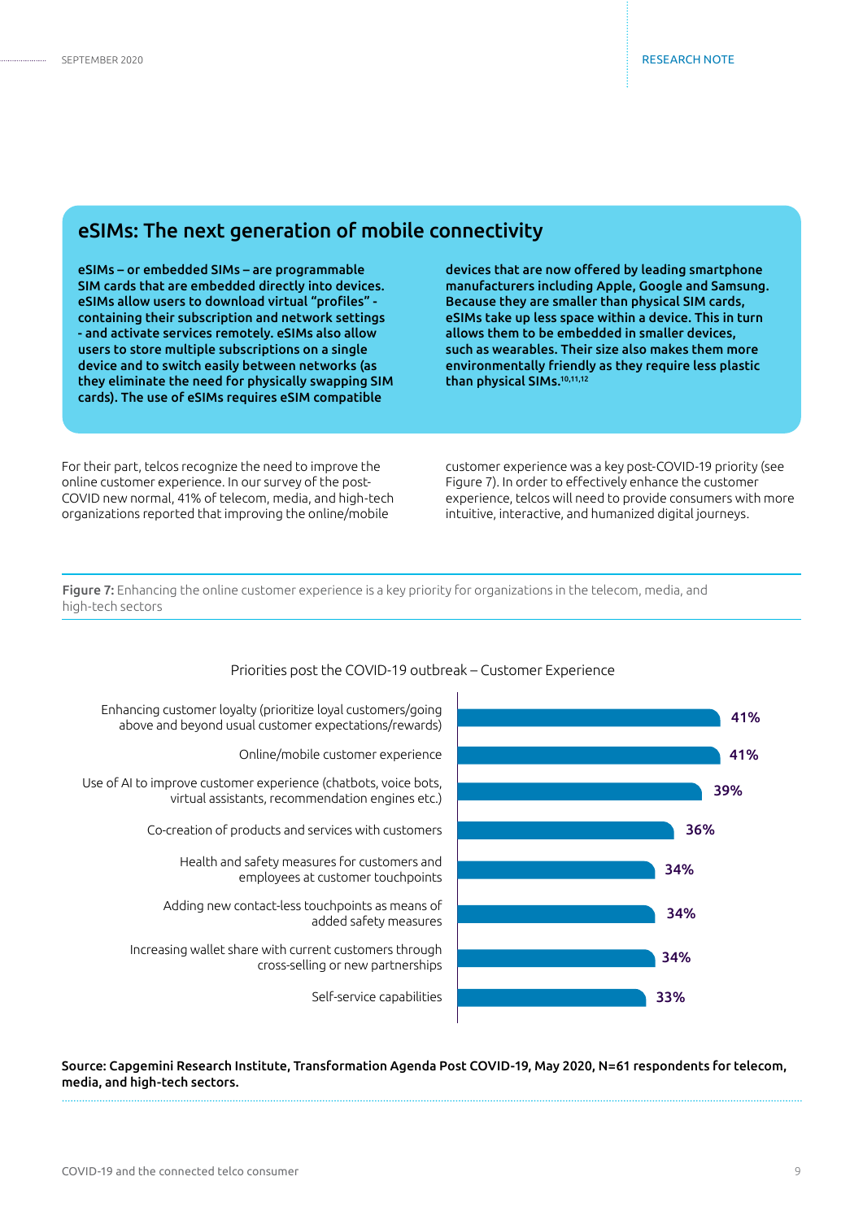## eSIMs: The next generation of mobile connectivity

**eSIMs – or embedded SIMs – are programmable SIM cards that are embedded directly into devices. eSIMs allow users to download virtual "profiles" - containing their subscription and network settings - and activate services remotely. eSIMs also allow users to store multiple subscriptions on a single device and to switch easily between networks (as they eliminate the need for physically swapping SIM cards). The use of eSIMs requires eSIM compatible devices that are now offered by leading smartphone manufacturers including Apple, Google and Samsung. Because they are smaller than physical SIM cards, eSIMs take up less space within a device. This in turn allows them to be embedded in smaller devices, such as wearables. Their size also makes them more environmentally friendly as they require less plastic than physical SIMs.[10,11,12]**

For their part, telcos recognize the need to improve the online customer experience. In our survey of the post-COVID new normal, 41% of telecom, media, and high-tech organizations reported that improving the online/mobile customer experience was a key post-COVID-19 priority (see Figure 7). In order to effectively enhance the customer experience, telcos will need to provide consumers with more intuitive, interactive, and humanized digital journeys.

**Figure 7:** Enhancing the online customer experience is a key priority for organizations in the telecom, media, and high-tech sectors

Priorities post the COVID-19 outbreak – Customer Experience

| Priority | Share |
|---|---|
| Enhancing customer loyalty (prioritize loyal customers/going above and beyond usual customer expectations/rewards) | 41% |
| Online/mobile customer experience | 41% |
| Use of AI to improve customer experience (chatbots, voice bots, virtual assistants, recommendation engines etc.) | 39% |
| Co-creation of products and services with customers | 36% |
| Health and safety measures for customers and employees at customer touchpoints | 34% |
| Adding new contact-less touchpoints as means of added safety measures | 34% |
| Increasing wallet share with current customers through cross-selling or new partnerships | 34% |
| Self-service capabilities | 33% |

**Source: Capgemini Research Institute, Transformation Agenda Post COVID-19, May 2020, N=61 respondents for telecom, media, and high-tech sectors.**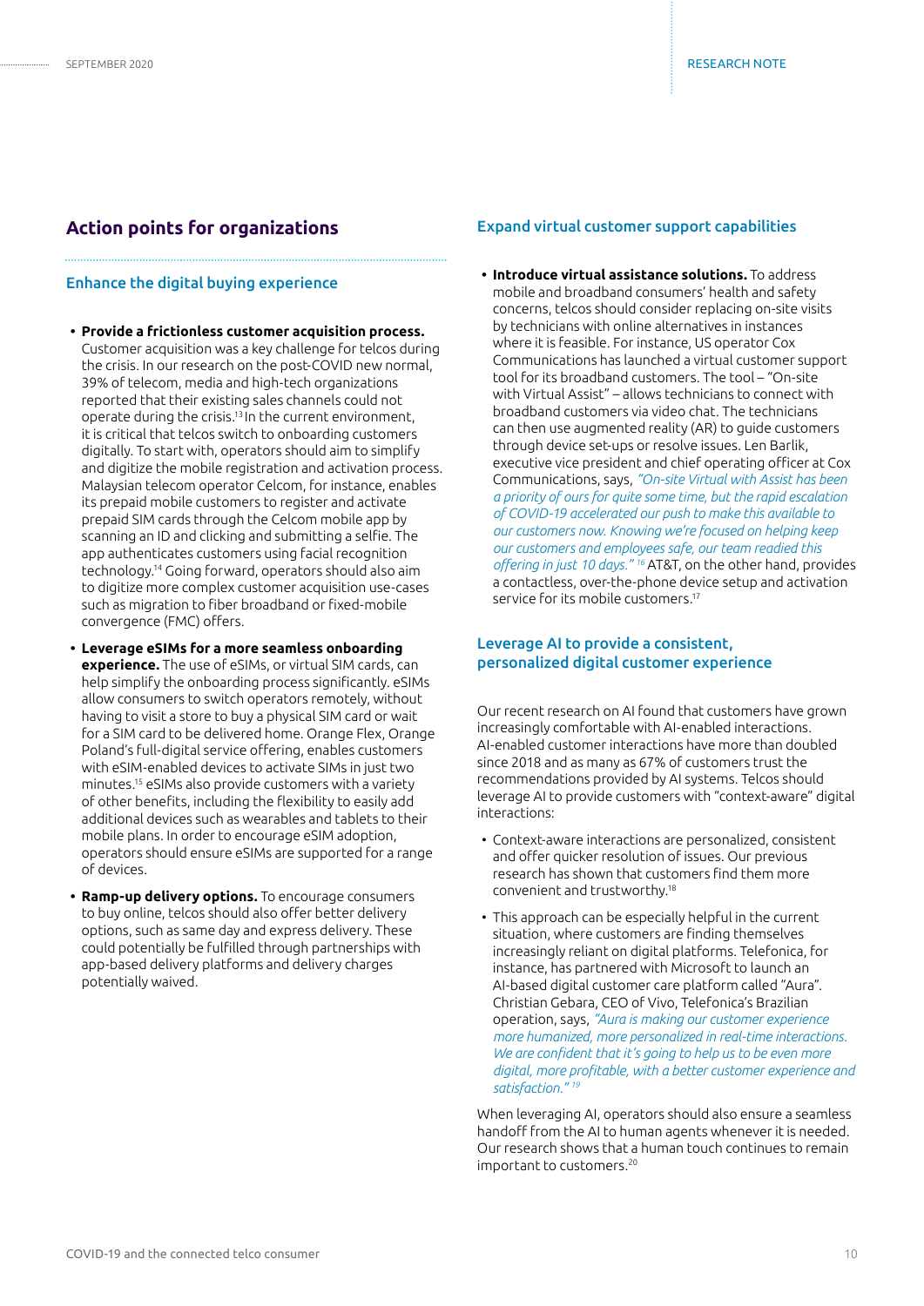## Action points for organizations

### Enhance the digital buying experience

- **Provide a frictionless customer acquisition process.** Customer acquisition was a key challenge for telcos during the crisis. In our research on the post-COVID new normal, 39% of telecom, media and high-tech organizations reported that their existing sales channels could not operate during the crisis.[13] In the current environment, it is critical that telcos switch to onboarding customers digitally. To start with, operators should aim to simplify and digitize the mobile registration and activation process. Malaysian telecom operator Celcom, for instance, enables its prepaid mobile customers to register and activate prepaid SIM cards through the Celcom mobile app by scanning an ID and clicking and submitting a selfie. The app authenticates customers using facial recognition technology.[14] Going forward, operators should also aim to digitize more complex customer acquisition use-cases such as migration to fiber broadband or fixed-mobile convergence (FMC) offers.
- **Leverage eSIMs for a more seamless onboarding experience.** The use of eSIMs, or virtual SIM cards, can help simplify the onboarding process significantly. eSIMs allow consumers to switch operators remotely, without having to visit a store to buy a physical SIM card or wait for a SIM card to be delivered home. Orange Flex, Orange Poland's full-digital service offering, enables customers with eSIM-enabled devices to activate SIMs in just two minutes.[15] eSIMs also provide customers with a variety of other benefits, including the flexibility to easily add additional devices such as wearables and tablets to their mobile plans. In order to encourage eSIM adoption, operators should ensure eSIMs are supported for a range of devices.
- **Ramp-up delivery options.** To encourage consumers to buy online, telcos should also offer better delivery options, such as same day and express delivery. These could potentially be fulfilled through partnerships with app-based delivery platforms and delivery charges potentially waived.

### Expand virtual customer support capabilities

- **Introduce virtual assistance solutions.** To address mobile and broadband consumers' health and safety concerns, telcos should consider replacing on-site visits by technicians with online alternatives in instances where it is feasible. For instance, US operator Cox Communications has launched a virtual customer support tool for its broadband customers. The tool – "On-site with Virtual Assist" – allows technicians to connect with broadband customers via video chat. The technicians can then use augmented reality (AR) to guide customers through device set-ups or resolve issues. Len Barlik, executive vice president and chief operating officer at Cox Communications, says, *"On-site Virtual with Assist has been a priority of ours for quite some time, but the rapid escalation of COVID-19 accelerated our push to make this available to our customers now. Knowing we're focused on helping keep our customers and employees safe, our team readied this offering in just 10 days."*[16] AT&T, on the other hand, provides a contactless, over-the-phone device setup and activation service for its mobile customers.[17]

### Leverage AI to provide a consistent, personalized digital customer experience

Our recent research on AI found that customers have grown increasingly comfortable with AI-enabled interactions. AI-enabled customer interactions have more than doubled since 2018 and as many as 67% of customers trust the recommendations provided by AI systems. Telcos should leverage AI to provide customers with "context-aware" digital interactions:

- Context-aware interactions are personalized, consistent and offer quicker resolution of issues. Our previous research has shown that customers find them more convenient and trustworthy.[18]
- This approach can be especially helpful in the current situation, where customers are finding themselves increasingly reliant on digital platforms. Telefonica, for instance, has partnered with Microsoft to launch an AI-based digital customer care platform called "Aura". Christian Gebara, CEO of Vivo, Telefonica's Brazilian operation, says, *"Aura is making our customer experience more humanized, more personalized in real-time interactions. We are confident that it's going to help us to be even more digital, more profitable, with a better customer experience and satisfaction."*[19]

When leveraging AI, operators should also ensure a seamless handoff from the AI to human agents whenever it is needed. Our research shows that a human touch continues to remain important to customers.[20]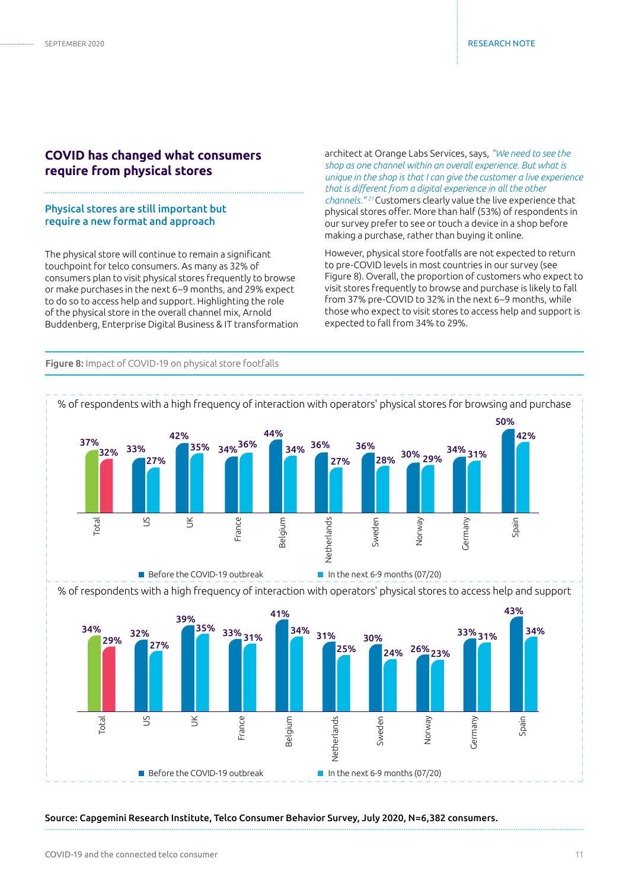## COVID has changed what consumers require from physical stores

### Physical stores are still important but require a new format and approach

The physical store will continue to remain a significant touchpoint for telco consumers. As many as 32% of consumers plan to visit physical stores frequently to browse or make purchases in the next 6–9 months, and 29% expect to do so to access help and support. Highlighting the role of the physical store in the overall channel mix, Arnold Buddenberg, Enterprise Digital Business & IT transformation architect at Orange Labs Services, says, *"We need to see the shop as one channel within an overall experience. But what is unique in the shop is that I can give the customer a live experience that is different from a digital experience in all the other channels."*[21] Customers clearly value the live experience that physical stores offer. More than half (53%) of respondents in our survey prefer to see or touch a device in a shop before making a purchase, rather than buying it online.

However, physical store footfalls are not expected to return to pre-COVID levels in most countries in our survey (see Figure 8). Overall, the proportion of customers who expect to visit stores frequently to browse and purchase is likely to fall from 37% pre-COVID to 32% in the next 6–9 months, while those who expect to visit stores to access help and support is expected to fall from 34% to 29%.

**Figure 8:** Impact of COVID-19 on physical store footfalls

% of respondents with a high frequency of interaction with operators' physical stores for browsing and purchase

| | Before the COVID-19 outbreak | In the next 6-9 months (07/20) |
|---|---|---|
| Total | 37% | 32% |
| US | 33% | 27% |
| UK | 42% | 35% |
| France | 34% | 36% |
| Belgium | 44% | 34% |
| Netherlands | 36% | 27% |
| Sweden | 36% | 28% |
| Norway | 30% | 29% |
| Germany | 34% | 31% |
| Spain | 50% | 42% |

% of respondents with a high frequency of interaction with operators' physical stores to access help and support

| | Before the COVID-19 outbreak | In the next 6-9 months (07/20) |
|---|---|---|
| Total | 34% | 29% |
| US | 32% | 27% |
| UK | 39% | 35% |
| France | 33% | 31% |
| Belgium | 41% | 34% |
| Netherlands | 31% | 25% |
| Sweden | 30% | 24% |
| Norway | 26% | 23% |
| Germany | 33% | 31% |
| Spain | 43% | 34% |

**Source: Capgemini Research Institute, Telco Consumer Behavior Survey, July 2020, N=6,382 consumers.**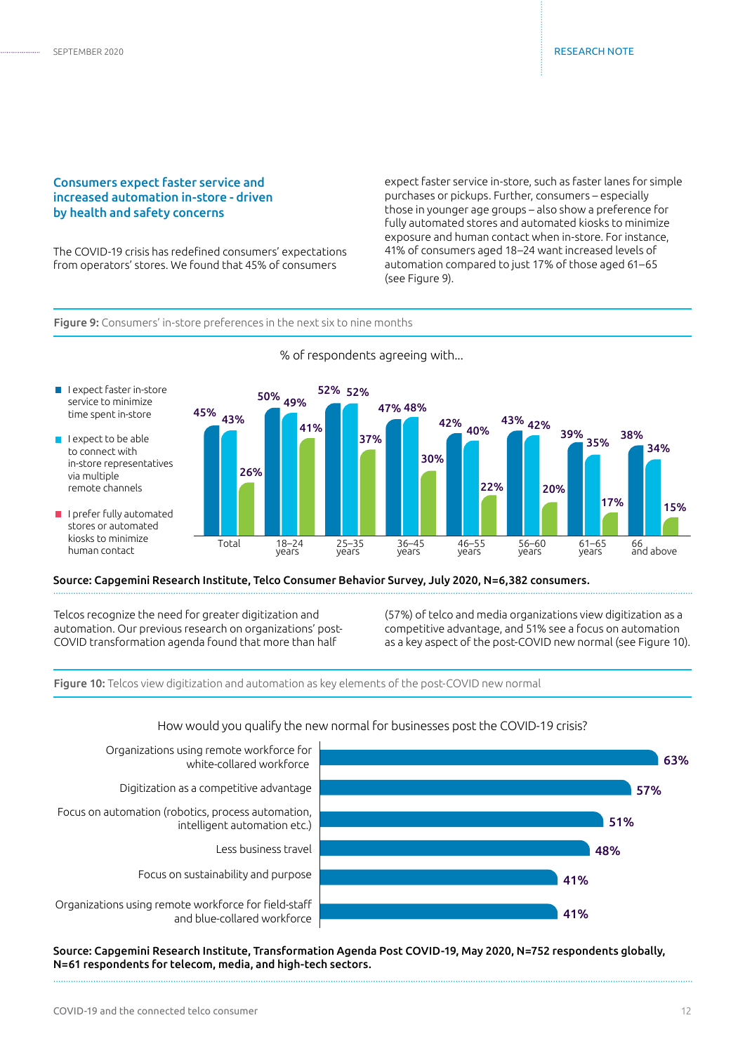## Consumers expect faster service and increased automation in-store - driven by health and safety concerns

The COVID-19 crisis has redefined consumers' expectations from operators' stores. We found that 45% of consumers expect faster service in-store, such as faster lanes for simple purchases or pickups. Further, consumers – especially those in younger age groups – also show a preference for fully automated stores and automated kiosks to minimize exposure and human contact when in-store. For instance, 41% of consumers aged 18–24 want increased levels of automation compared to just 17% of those aged 61–65 (see Figure 9).

**Figure 9:** Consumers' in-store preferences in the next six to nine months

% of respondents agreeing with...

| | I expect faster in-store service to minimize time spent in-store | I expect to be able to connect with in-store representatives via multiple remote channels | I prefer fully automated stores or automated kiosks to minimize human contact |
|---|---|---|---|
| Total | 45% | 43% | 26% |
| 18–24 years | 50% | 49% | 41% |
| 25–35 years | 52% | 52% | 37% |
| 36–45 years | 47% | 48% | 30% |
| 46–55 years | 42% | 40% | 22% |
| 56–60 years | 43% | 42% | 20% |
| 61–65 years | 39% | 35% | 17% |
| 66 and above | 38% | 34% | 15% |

**Source: Capgemini Research Institute, Telco Consumer Behavior Survey, July 2020, N=6,382 consumers.**

Telcos recognize the need for greater digitization and automation. Our previous research on organizations' post-COVID transformation agenda found that more than half (57%) of telco and media organizations view digitization as a competitive advantage, and 51% see a focus on automation as a key aspect of the post-COVID new normal (see Figure 10).

**Figure 10:** Telcos view digitization and automation as key elements of the post-COVID new normal

How would you qualify the new normal for businesses post the COVID-19 crisis?

| Response | % |
|---|---|
| Organizations using remote workforce for white-collared workforce | 63% |
| Digitization as a competitive advantage | 57% |
| Focus on automation (robotics, process automation, intelligent automation etc.) | 51% |
| Less business travel | 48% |
| Focus on sustainability and purpose | 41% |
| Organizations using remote workforce for field-staff and blue-collared workforce | 41% |

**Source: Capgemini Research Institute, Transformation Agenda Post COVID-19, May 2020, N=752 respondents globally, N=61 respondents for telecom, media, and high-tech sectors.**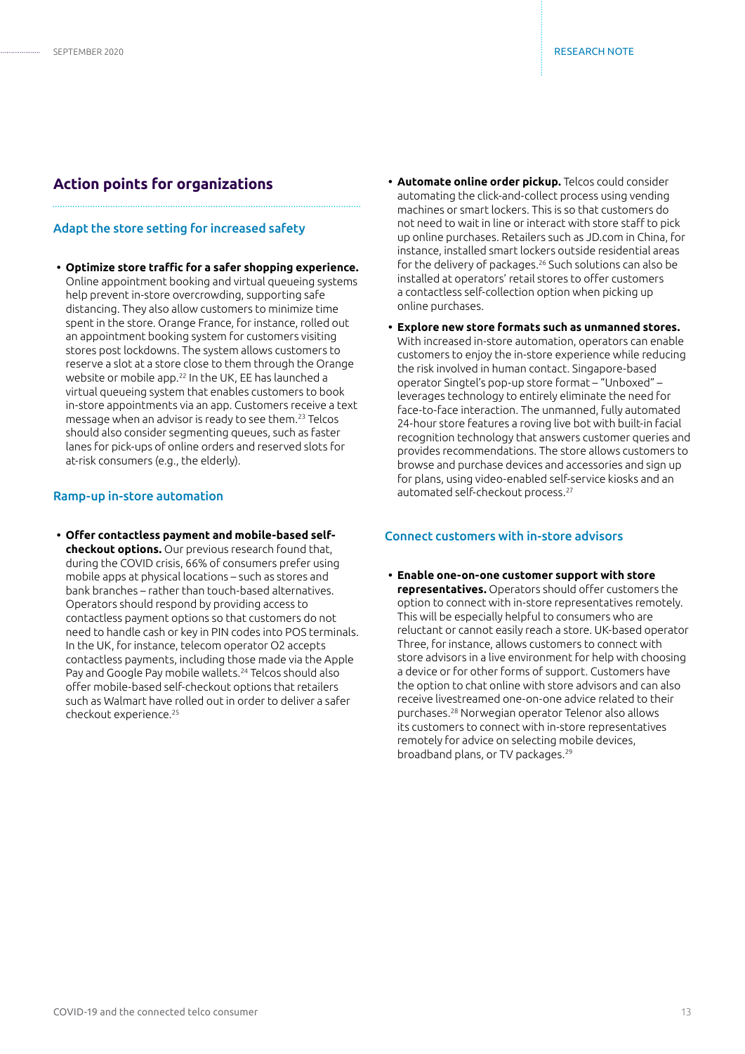## Action points for organizations

### Adapt the store setting for increased safety

- **Optimize store traffic for a safer shopping experience.** Online appointment booking and virtual queueing systems help prevent in-store overcrowding, supporting safe distancing. They also allow customers to minimize time spent in the store. Orange France, for instance, rolled out an appointment booking system for customers visiting stores post lockdowns. The system allows customers to reserve a slot at a store close to them through the Orange website or mobile app.[22] In the UK, EE has launched a virtual queueing system that enables customers to book in-store appointments via an app. Customers receive a text message when an advisor is ready to see them.[23] Telcos should also consider segmenting queues, such as faster lanes for pick-ups of online orders and reserved slots for at-risk consumers (e.g., the elderly).

### Ramp-up in-store automation

- **Offer contactless payment and mobile-based self-checkout options.** Our previous research found that, during the COVID crisis, 66% of consumers prefer using mobile apps at physical locations – such as stores and bank branches – rather than touch-based alternatives. Operators should respond by providing access to contactless payment options so that customers do not need to handle cash or key in PIN codes into POS terminals. In the UK, for instance, telecom operator O2 accepts contactless payments, including those made via the Apple Pay and Google Pay mobile wallets.[24] Telcos should also offer mobile-based self-checkout options that retailers such as Walmart have rolled out in order to deliver a safer checkout experience.[25]
- **Automate online order pickup.** Telcos could consider automating the click-and-collect process using vending machines or smart lockers. This is so that customers do not need to wait in line or interact with store staff to pick up online purchases. Retailers such as JD.com in China, for instance, installed smart lockers outside residential areas for the delivery of packages.[26] Such solutions can also be installed at operators' retail stores to offer customers a contactless self-collection option when picking up online purchases.
- **Explore new store formats such as unmanned stores.** With increased in-store automation, operators can enable customers to enjoy the in-store experience while reducing the risk involved in human contact. Singapore-based operator Singtel's pop-up store format – "Unboxed" – leverages technology to entirely eliminate the need for face-to-face interaction. The unmanned, fully automated 24-hour store features a roving live bot with built-in facial recognition technology that answers customer queries and provides recommendations. The store allows customers to browse and purchase devices and accessories and sign up for plans, using video-enabled self-service kiosks and an automated self-checkout process.[27]

### Connect customers with in-store advisors

- **Enable one-on-one customer support with store representatives.** Operators should offer customers the option to connect with in-store representatives remotely. This will be especially helpful to consumers who are reluctant or cannot easily reach a store. UK-based operator Three, for instance, allows customers to connect with store advisors in a live environment for help with choosing a device or for other forms of support. Customers have the option to chat online with store advisors and can also receive livestreamed one-on-one advice related to their purchases.[28] Norwegian operator Telenor also allows its customers to connect with in-store representatives remotely for advice on selecting mobile devices, broadband plans, or TV packages.[29]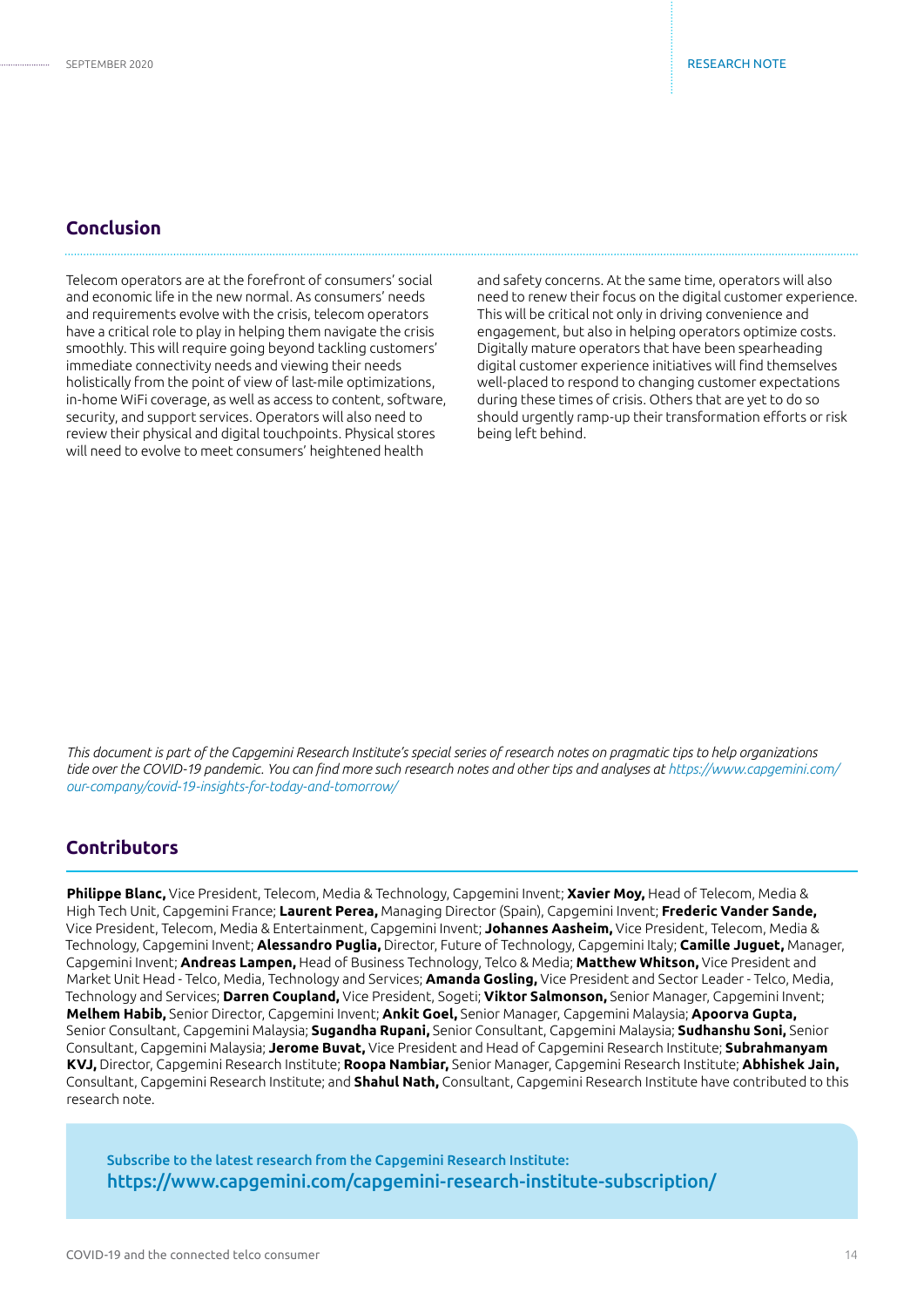## Conclusion

Telecom operators are at the forefront of consumers' social and economic life in the new normal. As consumers' needs and requirements evolve with the crisis, telecom operators have a critical role to play in helping them navigate the crisis smoothly. This will require going beyond tackling customers' immediate connectivity needs and viewing their needs holistically from the point of view of last-mile optimizations, in-home WiFi coverage, as well as access to content, software, security, and support services. Operators will also need to review their physical and digital touchpoints. Physical stores will need to evolve to meet consumers' heightened health and safety concerns. At the same time, operators will also need to renew their focus on the digital customer experience. This will be critical not only in driving convenience and engagement, but also in helping operators optimize costs. Digitally mature operators that have been spearheading digital customer experience initiatives will find themselves well-placed to respond to changing customer expectations during these times of crisis. Others that are yet to do so should urgently ramp-up their transformation efforts or risk being left behind.

*This document is part of the Capgemini Research Institute's special series of research notes on pragmatic tips to help organizations tide over the COVID-19 pandemic. You can find more such research notes and other tips and analyses at https://www.capgemini.com/our-company/covid-19-insights-for-today-and-tomorrow/*

## Contributors

**Philippe Blanc,** Vice President, Telecom, Media & Technology, Capgemini Invent; **Xavier Moy,** Head of Telecom, Media & High Tech Unit, Capgemini France; **Laurent Perea,** Managing Director (Spain), Capgemini Invent; **Frederic Vander Sande,** Vice President, Telecom, Media & Entertainment, Capgemini Invent; **Johannes Aasheim,** Vice President, Telecom, Media & Technology, Capgemini Invent; **Alessandro Puglia,** Director, Future of Technology, Capgemini Italy; **Camille Juguet,** Manager, Capgemini Invent; **Andreas Lampen,** Head of Business Technology, Telco & Media; **Matthew Whitson,** Vice President and Market Unit Head - Telco, Media, Technology and Services; **Amanda Gosling,** Vice President and Sector Leader - Telco, Media, Technology and Services; **Darren Coupland,** Vice President, Sogeti; **Viktor Salmonson,** Senior Manager, Capgemini Invent; **Melhem Habib,** Senior Director, Capgemini Invent; **Ankit Goel,** Senior Manager, Capgemini Malaysia; **Apoorva Gupta,** Senior Consultant, Capgemini Malaysia; **Sugandha Rupani,** Senior Consultant, Capgemini Malaysia; **Sudhanshu Soni,** Senior Consultant, Capgemini Malaysia; **Jerome Buvat,** Vice President and Head of Capgemini Research Institute; **Subrahmanyam KVJ,** Director, Capgemini Research Institute; **Roopa Nambiar,** Senior Manager, Capgemini Research Institute; **Abhishek Jain,** Consultant, Capgemini Research Institute; and **Shahul Nath,** Consultant, Capgemini Research Institute have contributed to this research note.

**Subscribe to the latest research from the Capgemini Research Institute:**
**https://www.capgemini.com/capgemini-research-institute-subscription/**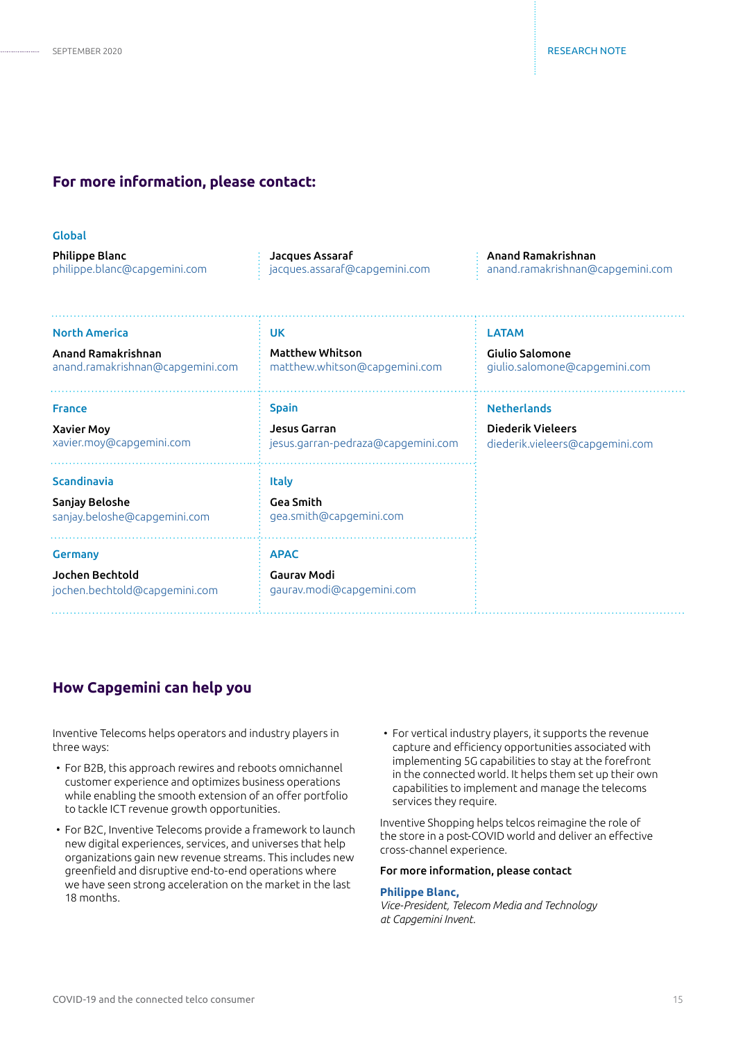## For more information, please contact:

### Global

**Philippe Blanc**
philippe.blanc@capgemini.com

**Jacques Assaraf**
jacques.assaraf@capgemini.com

**Anand Ramakrishnan**
anand.ramakrishnan@capgemini.com

### North America

**Anand Ramakrishnan**
anand.ramakrishnan@capgemini.com

### UK

**Matthew Whitson**
matthew.whitson@capgemini.com

### LATAM

**Giulio Salomone**
giulio.salomone@capgemini.com

### France

**Xavier Moy**
xavier.moy@capgemini.com

### Spain

**Jesus Garran**
jesus.garran-pedraza@capgemini.com

### Netherlands

**Diederik Vieleers**
diederik.vieleers@capgemini.com

### Scandinavia

**Sanjay Beloshe**
sanjay.beloshe@capgemini.com

### Italy

**Gea Smith**
gea.smith@capgemini.com

### Germany

**Jochen Bechtold**
jochen.bechtold@capgemini.com

### APAC

**Gaurav Modi**
gaurav.modi@capgemini.com

## How Capgemini can help you

Inventive Telecoms helps operators and industry players in three ways:

- For B2B, this approach rewires and reboots omnichannel customer experience and optimizes business operations while enabling the smooth extension of an offer portfolio to tackle ICT revenue growth opportunities.
- For B2C, Inventive Telecoms provide a framework to launch new digital experiences, services, and universes that help organizations gain new revenue streams. This includes new greenfield and disruptive end-to-end operations where we have seen strong acceleration on the market in the last 18 months.
- For vertical industry players, it supports the revenue capture and efficiency opportunities associated with implementing 5G capabilities to stay at the forefront in the connected world. It helps them set up their own capabilities to implement and manage the telecoms services they require.

Inventive Shopping helps telcos reimagine the role of the store in a post-COVID world and deliver an effective cross-channel experience.

**For more information, please contact**

**Philippe Blanc,**
*Vice-President, Telecom Media and Technology at Capgemini Invent.*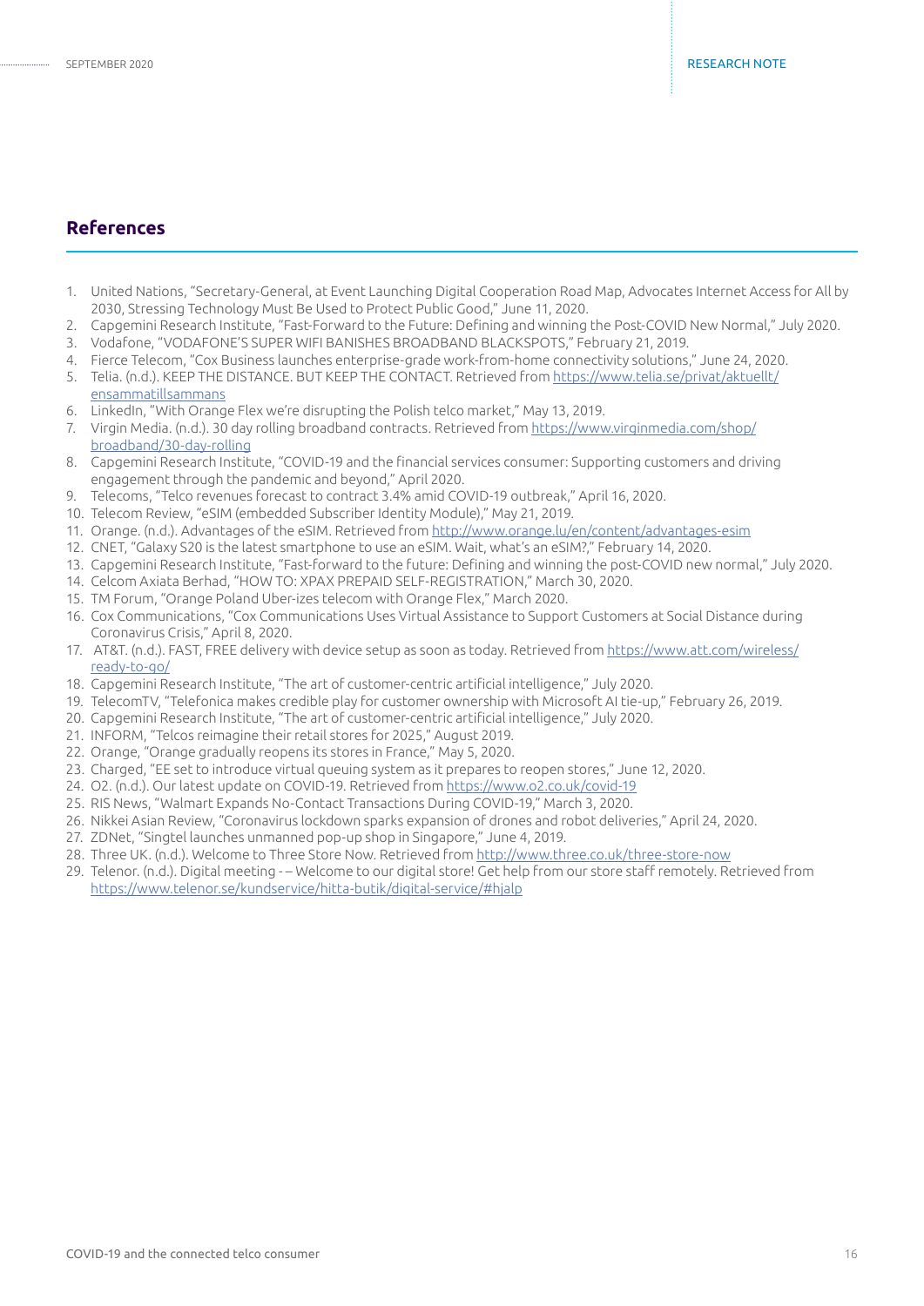## References

1. United Nations, "Secretary-General, at Event Launching Digital Cooperation Road Map, Advocates Internet Access for All by 2030, Stressing Technology Must Be Used to Protect Public Good," June 11, 2020.
2. Capgemini Research Institute, "Fast-Forward to the Future: Defining and winning the Post-COVID New Normal," July 2020.
3. Vodafone, "VODAFONE'S SUPER WIFI BANISHES BROADBAND BLACKSPOTS," February 21, 2019.
4. Fierce Telecom, "Cox Business launches enterprise-grade work-from-home connectivity solutions," June 24, 2020.
5. Telia. (n.d.). KEEP THE DISTANCE. BUT KEEP THE CONTACT. Retrieved from https://www.telia.se/privat/aktuellt/ensammatillsammans
6. LinkedIn, "With Orange Flex we're disrupting the Polish telco market," May 13, 2019.
7. Virgin Media. (n.d.). 30 day rolling broadband contracts. Retrieved from https://www.virginmedia.com/shop/broadband/30-day-rolling
8. Capgemini Research Institute, "COVID-19 and the financial services consumer: Supporting customers and driving engagement through the pandemic and beyond," April 2020.
9. Telecoms, "Telco revenues forecast to contract 3.4% amid COVID-19 outbreak," April 16, 2020.
10. Telecom Review, "eSIM (embedded Subscriber Identity Module)," May 21, 2019.
11. Orange. (n.d.). Advantages of the eSIM. Retrieved from http://www.orange.lu/en/content/advantages-esim
12. CNET, "Galaxy S20 is the latest smartphone to use an eSIM. Wait, what's an eSIM?," February 14, 2020.
13. Capgemini Research Institute, "Fast-forward to the future: Defining and winning the post-COVID new normal," July 2020.
14. Celcom Axiata Berhad, "HOW TO: XPAX PREPAID SELF-REGISTRATION," March 30, 2020.
15. TM Forum, "Orange Poland Uber-izes telecom with Orange Flex," March 2020.
16. Cox Communications, "Cox Communications Uses Virtual Assistance to Support Customers at Social Distance during Coronavirus Crisis," April 8, 2020.
17. AT&T. (n.d.). FAST, FREE delivery with device setup as soon as today. Retrieved from https://www.att.com/wireless/ready-to-go/
18. Capgemini Research Institute, "The art of customer-centric artificial intelligence," July 2020.
19. TelecomTV, "Telefonica makes credible play for customer ownership with Microsoft AI tie-up," February 26, 2019.
20. Capgemini Research Institute, "The art of customer-centric artificial intelligence," July 2020.
21. INFORM, "Telcos reimagine their retail stores for 2025," August 2019.
22. Orange, "Orange gradually reopens its stores in France," May 5, 2020.
23. Charged, "EE set to introduce virtual queuing system as it prepares to reopen stores," June 12, 2020.
24. O2. (n.d.). Our latest update on COVID-19. Retrieved from https://www.o2.co.uk/covid-19
25. RIS News, "Walmart Expands No-Contact Transactions During COVID-19," March 3, 2020.
26. Nikkei Asian Review, "Coronavirus lockdown sparks expansion of drones and robot deliveries," April 24, 2020.
27. ZDNet, "Singtel launches unmanned pop-up shop in Singapore," June 4, 2019.
28. Three UK. (n.d.). Welcome to Three Store Now. Retrieved from http://www.three.co.uk/three-store-now
29. Telenor. (n.d.). Digital meeting - – Welcome to our digital store! Get help from our store staff remotely. Retrieved from https://www.telenor.se/kundservice/hitta-butik/digital-service/#hjalp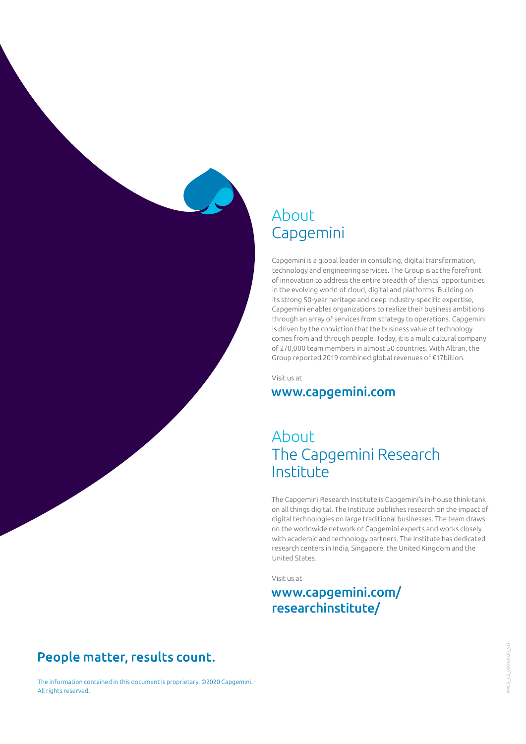## About Capgemini

Capgemini is a global leader in consulting, digital transformation, technology and engineering services. The Group is at the forefront of innovation to address the entire breadth of clients' opportunities in the evolving world of cloud, digital and platforms. Building on its strong 50-year heritage and deep industry-specific expertise, Capgemini enables organizations to realize their business ambitions through an array of services from strategy to operations. Capgemini is driven by the conviction that the business value of technology comes from and through people. Today, it is a multicultural company of 270,000 team members in almost 50 countries. With Altran, the Group reported 2019 combined global revenues of €17billion.

Visit us at

**www.capgemini.com**

## About The Capgemini Research Institute

The Capgemini Research Institute is Capgemini's in-house think-tank on all things digital. The Institute publishes research on the impact of digital technologies on large traditional businesses. The team draws on the worldwide network of Capgemini experts and works closely with academic and technology partners. The Institute has dedicated research centers in India, Singapore, the United Kingdom and the United States.

Visit us at

**www.capgemini.com/researchinstitute/**

**People matter, results count.**

The information contained in this document is proprietary. ©2020 Capgemini. All rights reserved.

MACS_CS_02092020_SD